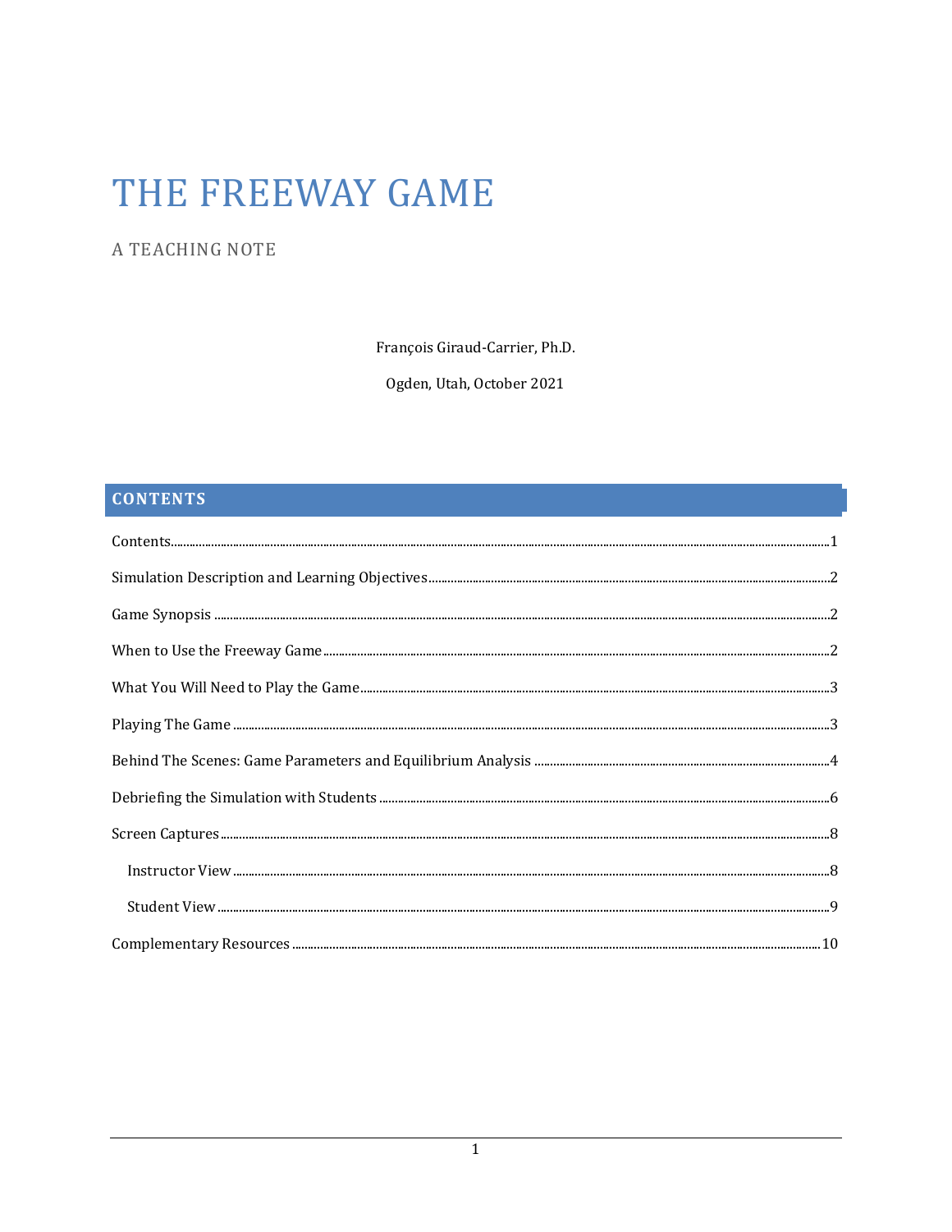# THE FREEWAY GAME

## A TEACHING NOTE

François Giraud-Carrier, Ph.D.

Ogden, Utah, October 2021

## CONTENTS

Contents......1

Simulation Description and Learning Objectives......2

Game Synopsis......2

When to Use the Freeway Game......2

What You Will Need to Play the Game......3

Playing The Game......3

Behind The Scenes: Game Parameters and Equilibrium Analysis......4

Debriefing the Simulation with Students......6

Screen Captures......8

- Instructor View......8
- Student View......9

Complementary Resources......10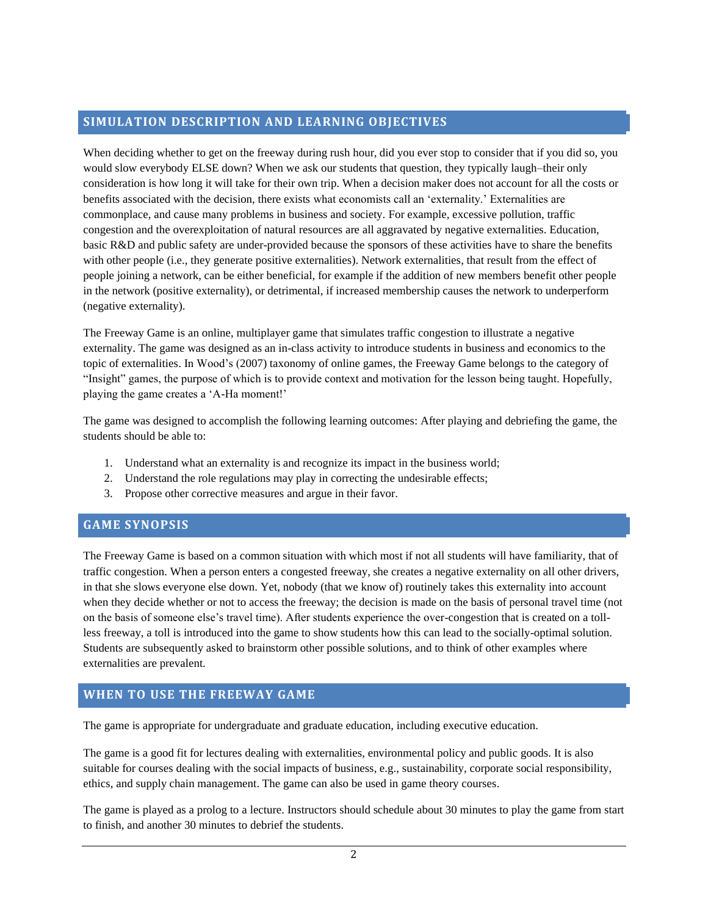## SIMULATION DESCRIPTION AND LEARNING OBJECTIVES

When deciding whether to get on the freeway during rush hour, did you ever stop to consider that if you did so, you would slow everybody ELSE down? When we ask our students that question, they typically laugh–their only consideration is how long it will take for their own trip. When a decision maker does not account for all the costs or benefits associated with the decision, there exists what economists call an 'externality.' Externalities are commonplace, and cause many problems in business and society. For example, excessive pollution, traffic congestion and the overexploitation of natural resources are all aggravated by negative externalities. Education, basic R&D and public safety are under-provided because the sponsors of these activities have to share the benefits with other people (i.e., they generate positive externalities). Network externalities, that result from the effect of people joining a network, can be either beneficial, for example if the addition of new members benefit other people in the network (positive externality), or detrimental, if increased membership causes the network to underperform (negative externality).

The Freeway Game is an online, multiplayer game that simulates traffic congestion to illustrate a negative externality. The game was designed as an in-class activity to introduce students in business and economics to the topic of externalities. In Wood's (2007) taxonomy of online games, the Freeway Game belongs to the category of "Insight" games, the purpose of which is to provide context and motivation for the lesson being taught. Hopefully, playing the game creates a 'A-Ha moment!'

The game was designed to accomplish the following learning outcomes: After playing and debriefing the game, the students should be able to:

1. Understand what an externality is and recognize its impact in the business world;
2. Understand the role regulations may play in correcting the undesirable effects;
3. Propose other corrective measures and argue in their favor.

## GAME SYNOPSIS

The Freeway Game is based on a common situation with which most if not all students will have familiarity, that of traffic congestion. When a person enters a congested freeway, she creates a negative externality on all other drivers, in that she slows everyone else down. Yet, nobody (that we know of) routinely takes this externality into account when they decide whether or not to access the freeway; the decision is made on the basis of personal travel time (not on the basis of someone else's travel time). After students experience the over-congestion that is created on a toll-less freeway, a toll is introduced into the game to show students how this can lead to the socially-optimal solution. Students are subsequently asked to brainstorm other possible solutions, and to think of other examples where externalities are prevalent.

## WHEN TO USE THE FREEWAY GAME

The game is appropriate for undergraduate and graduate education, including executive education.

The game is a good fit for lectures dealing with externalities, environmental policy and public goods. It is also suitable for courses dealing with the social impacts of business, e.g., sustainability, corporate social responsibility, ethics, and supply chain management. The game can also be used in game theory courses.

The game is played as a prolog to a lecture. Instructors should schedule about 30 minutes to play the game from start to finish, and another 30 minutes to debrief the students.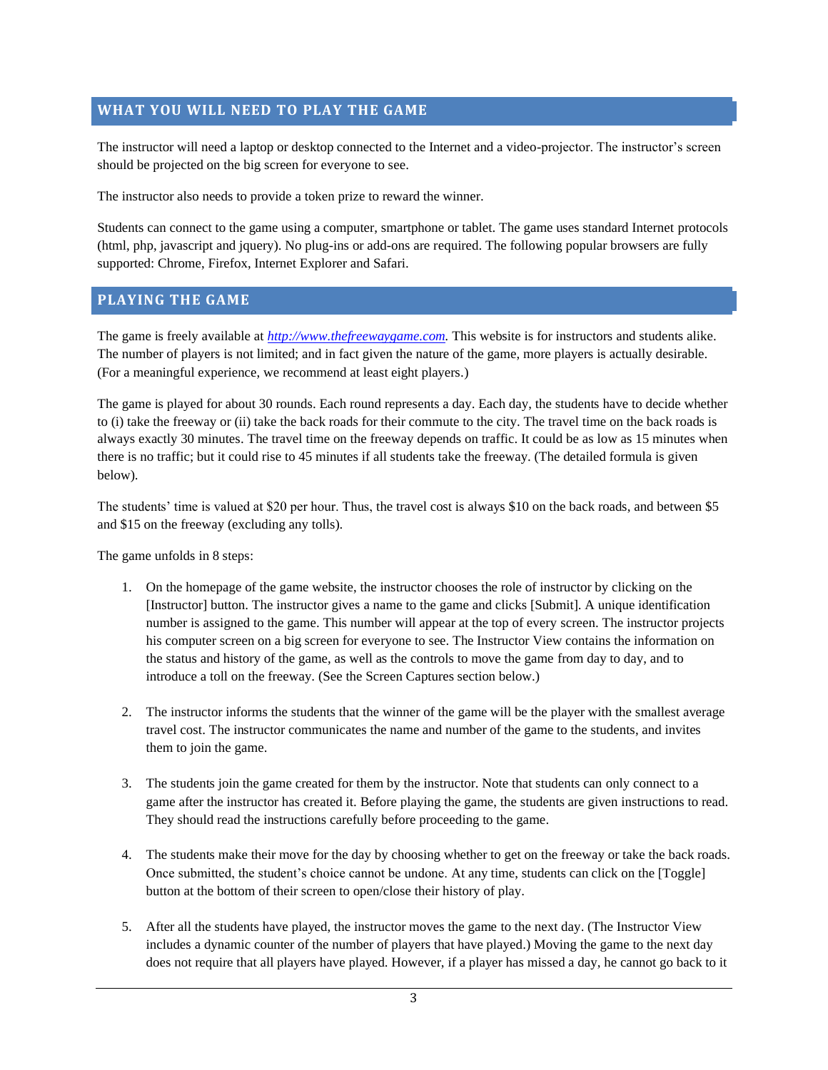## WHAT YOU WILL NEED TO PLAY THE GAME

The instructor will need a laptop or desktop connected to the Internet and a video-projector. The instructor's screen should be projected on the big screen for everyone to see.

The instructor also needs to provide a token prize to reward the winner.

Students can connect to the game using a computer, smartphone or tablet. The game uses standard Internet protocols (html, php, javascript and jquery). No plug-ins or add-ons are required. The following popular browsers are fully supported: Chrome, Firefox, Internet Explorer and Safari.

## PLAYING THE GAME

The game is freely available at *[http://www.thefreewaygame.com](http://www.thefreewaygame.com)*. This website is for instructors and students alike. The number of players is not limited; and in fact given the nature of the game, more players is actually desirable. (For a meaningful experience, we recommend at least eight players.)

The game is played for about 30 rounds. Each round represents a day. Each day, the students have to decide whether to (i) take the freeway or (ii) take the back roads for their commute to the city. The travel time on the back roads is always exactly 30 minutes. The travel time on the freeway depends on traffic. It could be as low as 15 minutes when there is no traffic; but it could rise to 45 minutes if all students take the freeway. (The detailed formula is given below).

The students' time is valued at $20 per hour. Thus, the travel cost is always $10 on the back roads, and between $5 and $15 on the freeway (excluding any tolls).

The game unfolds in 8 steps:

1. On the homepage of the game website, the instructor chooses the role of instructor by clicking on the [Instructor] button. The instructor gives a name to the game and clicks [Submit]. A unique identification number is assigned to the game. This number will appear at the top of every screen. The instructor projects his computer screen on a big screen for everyone to see. The Instructor View contains the information on the status and history of the game, as well as the controls to move the game from day to day, and to introduce a toll on the freeway. (See the Screen Captures section below.)

2. The instructor informs the students that the winner of the game will be the player with the smallest average travel cost. The instructor communicates the name and number of the game to the students, and invites them to join the game.

3. The students join the game created for them by the instructor. Note that students can only connect to a game after the instructor has created it. Before playing the game, the students are given instructions to read. They should read the instructions carefully before proceeding to the game.

4. The students make their move for the day by choosing whether to get on the freeway or take the back roads. Once submitted, the student's choice cannot be undone. At any time, students can click on the [Toggle] button at the bottom of their screen to open/close their history of play.

5. After all the students have played, the instructor moves the game to the next day. (The Instructor View includes a dynamic counter of the number of players that have played.) Moving the game to the next day does not require that all players have played. However, if a player has missed a day, he cannot go back to it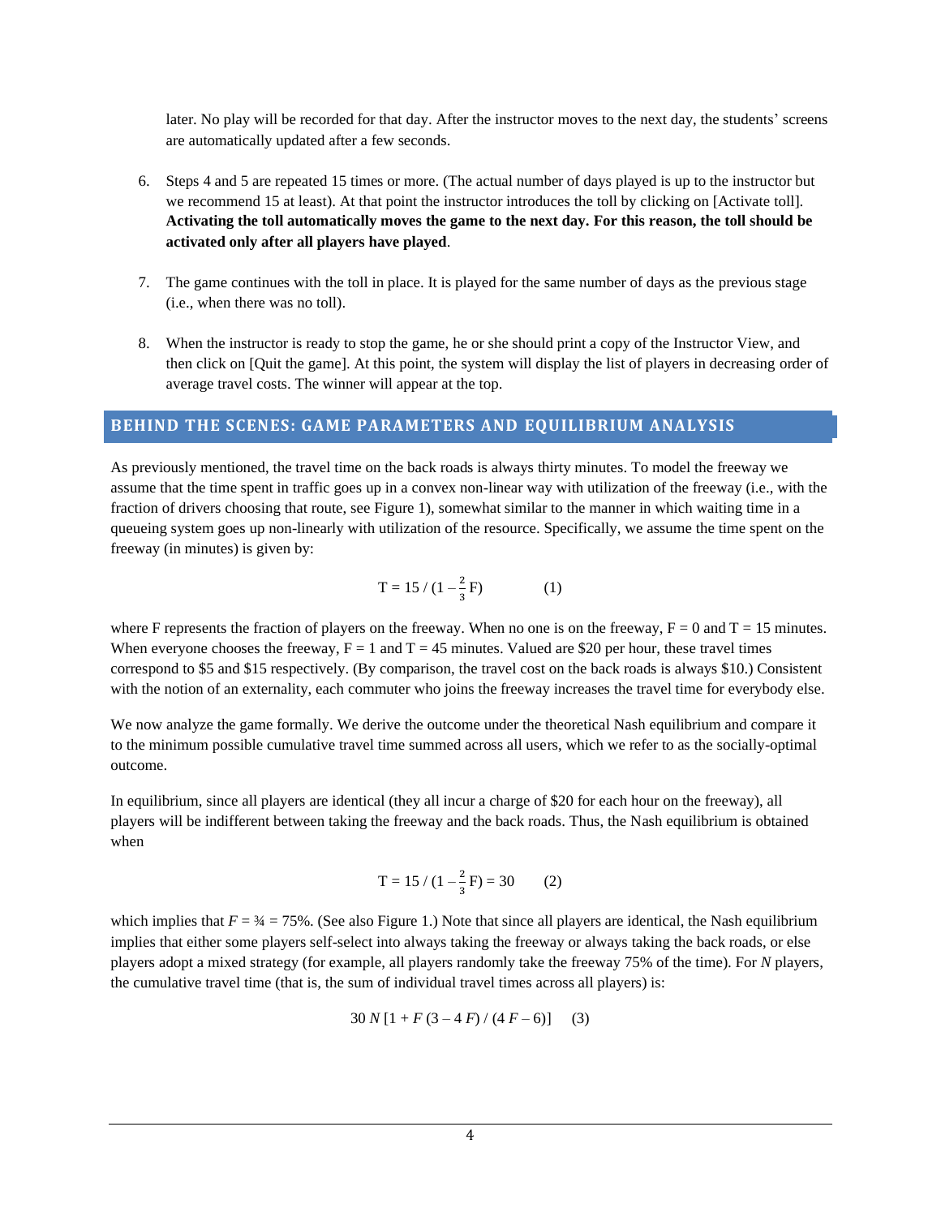later. No play will be recorded for that day. After the instructor moves to the next day, the students' screens are automatically updated after a few seconds.

6. Steps 4 and 5 are repeated 15 times or more. (The actual number of days played is up to the instructor but we recommend 15 at least). At that point the instructor introduces the toll by clicking on [Activate toll]. **Activating the toll automatically moves the game to the next day. For this reason, the toll should be activated only after all players have played**.

7. The game continues with the toll in place. It is played for the same number of days as the previous stage (i.e., when there was no toll).

8. When the instructor is ready to stop the game, he or she should print a copy of the Instructor View, and then click on [Quit the game]. At this point, the system will display the list of players in decreasing order of average travel costs. The winner will appear at the top.

## BEHIND THE SCENES: GAME PARAMETERS AND EQUILIBRIUM ANALYSIS

As previously mentioned, the travel time on the back roads is always thirty minutes. To model the freeway we assume that the time spent in traffic goes up in a convex non-linear way with utilization of the freeway (i.e., with the fraction of drivers choosing that route, see Figure 1), somewhat similar to the manner in which waiting time in a queueing system goes up non-linearly with utilization of the resource. Specifically, we assume the time spent on the freeway (in minutes) is given by:

$$T = 15 / (1 - \tfrac{2}{3}F) \qquad (1)$$

where F represents the fraction of players on the freeway. When no one is on the freeway, $F = 0$ and $T = 15$ minutes. When everyone chooses the freeway, $F = 1$ and $T = 45$ minutes. Valued are $20 per hour, these travel times correspond to $5 and $15 respectively. (By comparison, the travel cost on the back roads is always $10.) Consistent with the notion of an externality, each commuter who joins the freeway increases the travel time for everybody else.

We now analyze the game formally. We derive the outcome under the theoretical Nash equilibrium and compare it to the minimum possible cumulative travel time summed across all users, which we refer to as the socially-optimal outcome.

In equilibrium, since all players are identical (they all incur a charge of $20 for each hour on the freeway), all players will be indifferent between taking the freeway and the back roads. Thus, the Nash equilibrium is obtained when

$$T = 15 / (1 - \tfrac{2}{3}F) = 30 \qquad (2)$$

which implies that $F = ¾ = 75\%$. (See also Figure 1.) Note that since all players are identical, the Nash equilibrium implies that either some players self-select into always taking the freeway or always taking the back roads, or else players adopt a mixed strategy (for example, all players randomly take the freeway 75% of the time). For $N$ players, the cumulative travel time (that is, the sum of individual travel times across all players) is:

$$30\, N\, [1 + F\,(3 - 4\,F) / (4\,F - 6)] \qquad (3)$$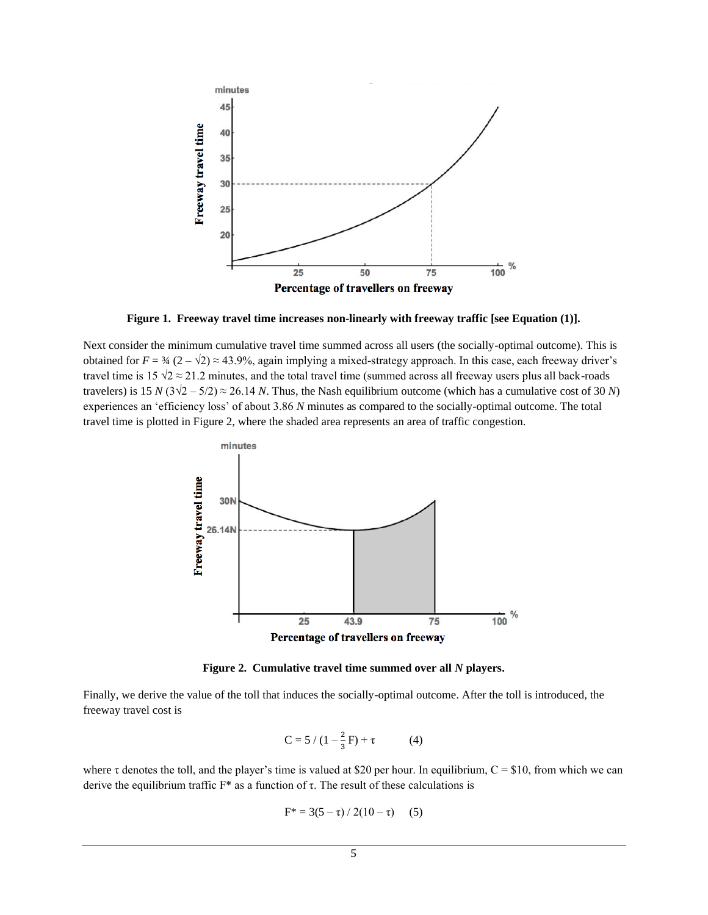**Figure 1. Freeway travel time increases non-linearly with freeway traffic [see Equation (1)].**

Next consider the minimum cumulative travel time summed across all users (the socially-optimal outcome). This is obtained for $F = \frac{3}{4}(2 - \sqrt{2}) \approx 43.9\%$, again implying a mixed-strategy approach. In this case, each freeway driver's travel time is $15\sqrt{2} \approx 21.2$ minutes, and the total travel time (summed across all freeway users plus all back-roads travelers) is $15\,N\,(3\sqrt{2} - 5/2) \approx 26.14\,N$. Thus, the Nash equilibrium outcome (which has a cumulative cost of $30\,N$) experiences an 'efficiency loss' of about $3.86\,N$ minutes as compared to the socially-optimal outcome. The total travel time is plotted in Figure 2, where the shaded area represents an area of traffic congestion.

**Figure 2. Cumulative travel time summed over all *N* players.**

Finally, we derive the value of the toll that induces the socially-optimal outcome. After the toll is introduced, the freeway travel cost is

$$C = 5 / (1 - \tfrac{2}{3}F) + \tau \qquad (4)$$

where $\tau$ denotes the toll, and the player's time is valued at \$20 per hour. In equilibrium, $C = \$10$, from which we can derive the equilibrium traffic $F^*$ as a function of $\tau$. The result of these calculations is

$$F^* = 3(5 - \tau) / 2(10 - \tau) \qquad (5)$$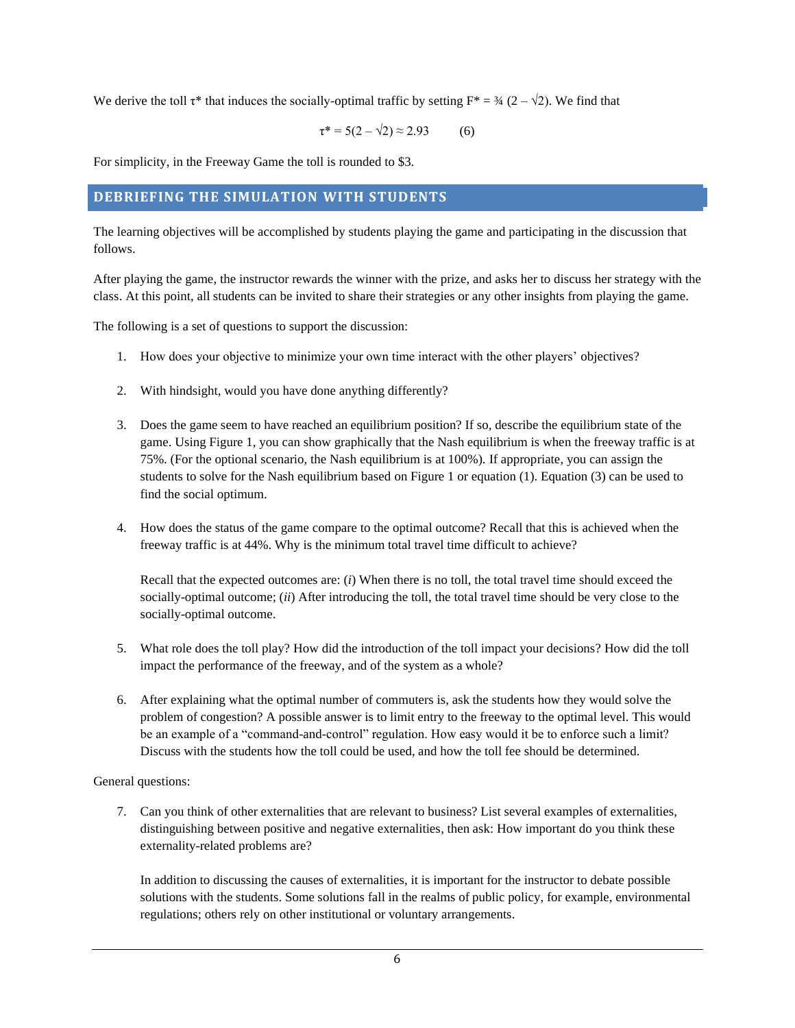We derive the toll $\tau^*$ that induces the socially-optimal traffic by setting $F^* = \frac{3}{4}(2 - \sqrt{2})$. We find that

$$\tau^* = 5(2 - \sqrt{2}) \approx 2.93 \qquad (6)$$

For simplicity, in the Freeway Game the toll is rounded to \$3.

## DEBRIEFING THE SIMULATION WITH STUDENTS

The learning objectives will be accomplished by students playing the game and participating in the discussion that follows.

After playing the game, the instructor rewards the winner with the prize, and asks her to discuss her strategy with the class. At this point, all students can be invited to share their strategies or any other insights from playing the game.

The following is a set of questions to support the discussion:

1. How does your objective to minimize your own time interact with the other players' objectives?

2. With hindsight, would you have done anything differently?

3. Does the game seem to have reached an equilibrium position? If so, describe the equilibrium state of the game. Using Figure 1, you can show graphically that the Nash equilibrium is when the freeway traffic is at 75%. (For the optional scenario, the Nash equilibrium is at 100%). If appropriate, you can assign the students to solve for the Nash equilibrium based on Figure 1 or equation (1). Equation (3) can be used to find the social optimum.

4. How does the status of the game compare to the optimal outcome? Recall that this is achieved when the freeway traffic is at 44%. Why is the minimum total travel time difficult to achieve?

   Recall that the expected outcomes are: (*i*) When there is no toll, the total travel time should exceed the socially-optimal outcome; (*ii*) After introducing the toll, the total travel time should be very close to the socially-optimal outcome.

5. What role does the toll play? How did the introduction of the toll impact your decisions? How did the toll impact the performance of the freeway, and of the system as a whole?

6. After explaining what the optimal number of commuters is, ask the students how they would solve the problem of congestion? A possible answer is to limit entry to the freeway to the optimal level. This would be an example of a "command-and-control" regulation. How easy would it be to enforce such a limit? Discuss with the students how the toll could be used, and how the toll fee should be determined.

General questions:

7. Can you think of other externalities that are relevant to business? List several examples of externalities, distinguishing between positive and negative externalities, then ask: How important do you think these externality-related problems are?

   In addition to discussing the causes of externalities, it is important for the instructor to debate possible solutions with the students. Some solutions fall in the realms of public policy, for example, environmental regulations; others rely on other institutional or voluntary arrangements.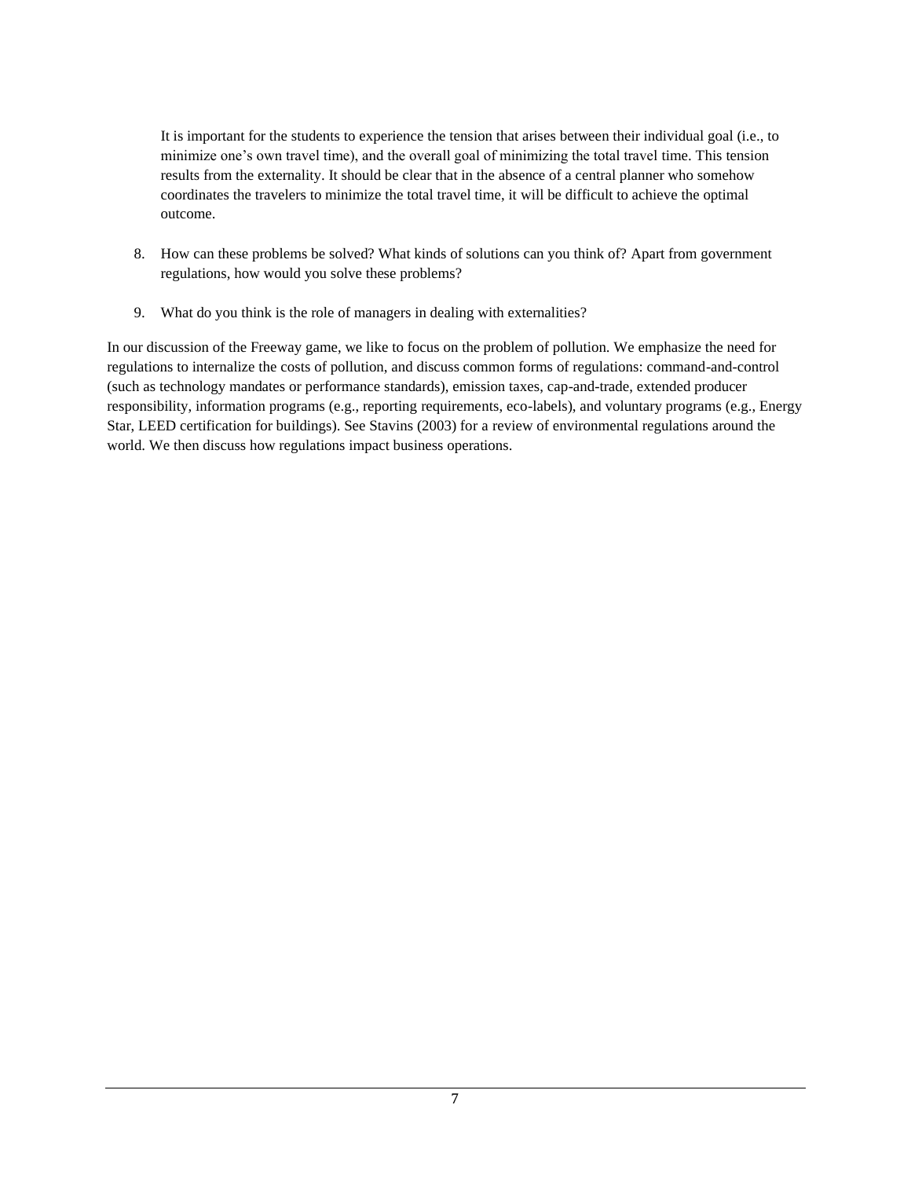It is important for the students to experience the tension that arises between their individual goal (i.e., to minimize one's own travel time), and the overall goal of minimizing the total travel time. This tension results from the externality. It should be clear that in the absence of a central planner who somehow coordinates the travelers to minimize the total travel time, it will be difficult to achieve the optimal outcome.

8. How can these problems be solved? What kinds of solutions can you think of? Apart from government regulations, how would you solve these problems?

9. What do you think is the role of managers in dealing with externalities?

In our discussion of the Freeway game, we like to focus on the problem of pollution. We emphasize the need for regulations to internalize the costs of pollution, and discuss common forms of regulations: command-and-control (such as technology mandates or performance standards), emission taxes, cap-and-trade, extended producer responsibility, information programs (e.g., reporting requirements, eco-labels), and voluntary programs (e.g., Energy Star, LEED certification for buildings). See Stavins (2003) for a review of environmental regulations around the world. We then discuss how regulations impact business operations.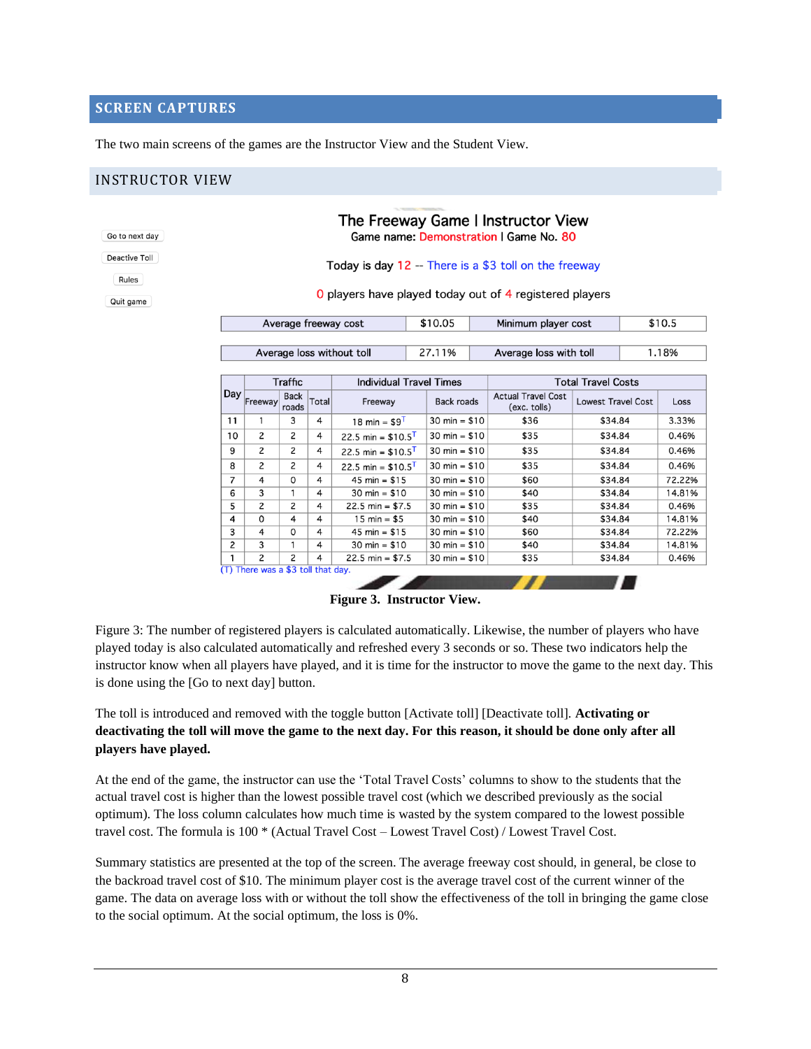## SCREEN CAPTURES

The two main screens of the games are the Instructor View and the Student View.

### INSTRUCTOR VIEW

Go to next day

Deactive Toll

Rules

Quit game

**The Freeway Game | Instructor View**

Game name: Demonstration | Game No. 80

Today is day 12 -- There is a $3 toll on the freeway

0 players have played today out of 4 registered players

| Average freeway cost | $10.05 | Minimum player cost | $10.5 |
|---|---|---|---|

| Average loss without toll | 27.11% | Average loss with toll | 1.18% |
|---|---|---|---|

| Day | Traffic | | | Individual Travel Times | | Total Travel Costs | | |
|---|---|---|---|---|---|---|---|---|
| | Freeway | Back roads | Total | Freeway | Back roads | Actual Travel Cost (exc. tolls) | Lowest Travel Cost | Loss |
| 11 | 1 | 3 | 4 | 18 min = $9^T | 30 min = $10 | $36 | $34.84 | 3.33% |
| 10 | 2 | 2 | 4 | 22.5 min = $10.5^T | 30 min = $10 | $35 | $34.84 | 0.46% |
| 9 | 2 | 2 | 4 | 22.5 min = $10.5^T | 30 min = $10 | $35 | $34.84 | 0.46% |
| 8 | 2 | 2 | 4 | 22.5 min = $10.5^T | 30 min = $10 | $35 | $34.84 | 0.46% |
| 7 | 4 | 0 | 4 | 45 min = $15 | 30 min = $10 | $60 | $34.84 | 72.22% |
| 6 | 3 | 1 | 4 | 30 min = $10 | 30 min = $10 | $40 | $34.84 | 14.81% |
| 5 | 2 | 2 | 4 | 22.5 min = $7.5 | 30 min = $10 | $35 | $34.84 | 0.46% |
| 4 | 0 | 4 | 4 | 15 min = $5 | 30 min = $10 | $40 | $34.84 | 14.81% |
| 3 | 4 | 0 | 4 | 45 min = $15 | 30 min = $10 | $60 | $34.84 | 72.22% |
| 2 | 3 | 1 | 4 | 30 min = $10 | 30 min = $10 | $40 | $34.84 | 14.81% |
| 1 | 2 | 2 | 4 | 22.5 min = $7.5 | 30 min = $10 | $35 | $34.84 | 0.46% |

(T) There was a $3 toll that day.

**Figure 3. Instructor View.**

Figure 3: The number of registered players is calculated automatically. Likewise, the number of players who have played today is also calculated automatically and refreshed every 3 seconds or so. These two indicators help the instructor know when all players have played, and it is time for the instructor to move the game to the next day. This is done using the [Go to next day] button.

The toll is introduced and removed with the toggle button [Activate toll] [Deactivate toll]. **Activating or deactivating the toll will move the game to the next day. For this reason, it should be done only after all players have played.**

At the end of the game, the instructor can use the 'Total Travel Costs' columns to show to the students that the actual travel cost is higher than the lowest possible travel cost (which we described previously as the social optimum). The loss column calculates how much time is wasted by the system compared to the lowest possible travel cost. The formula is 100 * (Actual Travel Cost – Lowest Travel Cost) / Lowest Travel Cost.

Summary statistics are presented at the top of the screen. The average freeway cost should, in general, be close to the backroad travel cost of $10. The minimum player cost is the average travel cost of the current winner of the game. The data on average loss with or without the toll show the effectiveness of the toll in bringing the game close to the social optimum. At the social optimum, the loss is 0%.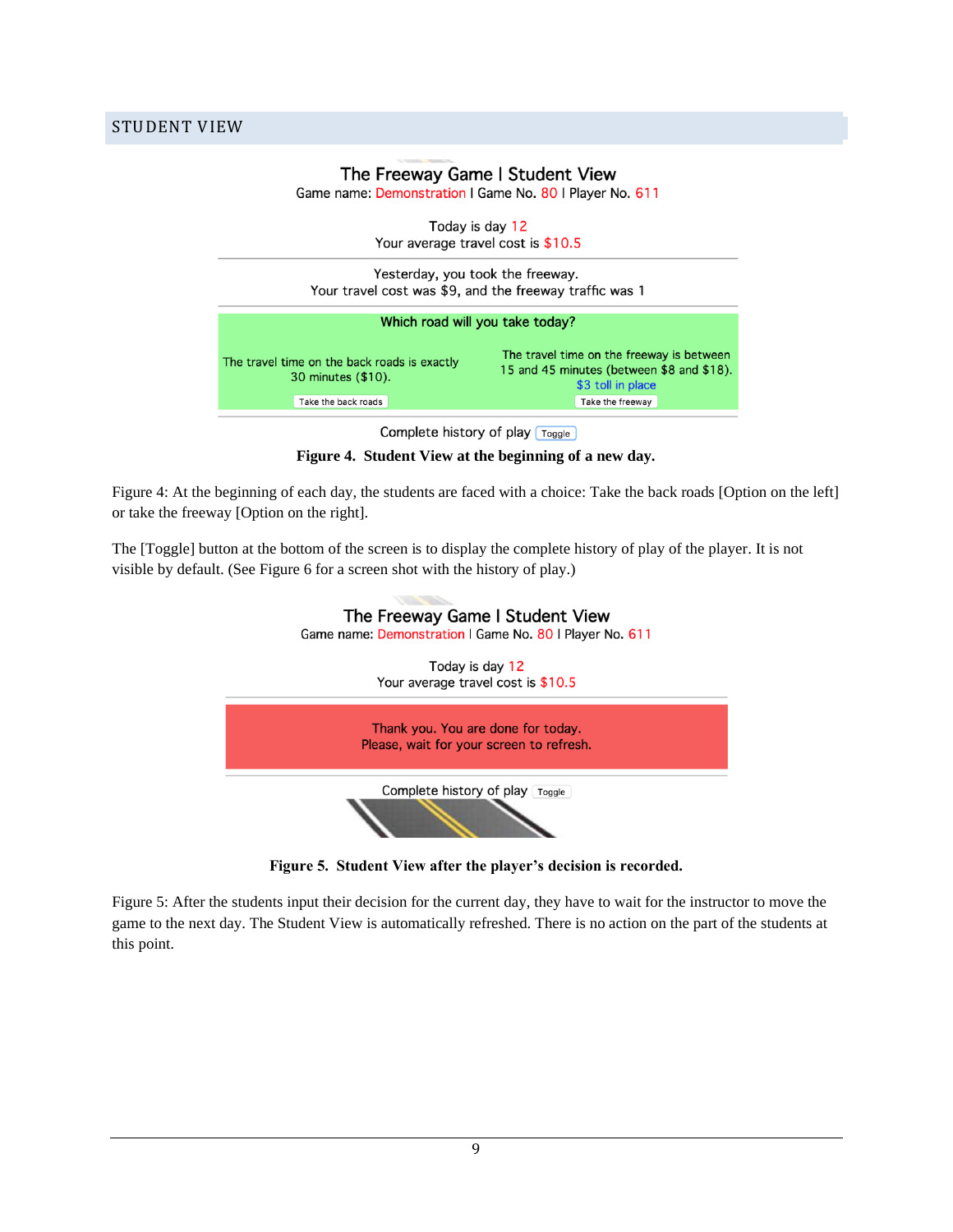## STUDENT VIEW

The Freeway Game I Student View
Game name: Demonstration I Game No. 80 I Player No. 611

Today is day 12
Your average travel cost is $10.5

Yesterday, you took the freeway.
Your travel cost was $9, and the freeway traffic was 1

Which road will you take today?

The travel time on the back roads is exactly 30 minutes ($10).
Take the back roads

The travel time on the freeway is between 15 and 45 minutes (between $8 and $18).
$3 toll in place
Take the freeway

Complete history of play Toggle

**Figure 4. Student View at the beginning of a new day.**

Figure 4: At the beginning of each day, the students are faced with a choice: Take the back roads [Option on the left] or take the freeway [Option on the right].

The [Toggle] button at the bottom of the screen is to display the complete history of play of the player. It is not visible by default. (See Figure 6 for a screen shot with the history of play.)

The Freeway Game I Student View
Game name: Demonstration I Game No. 80 I Player No. 611

Today is day 12
Your average travel cost is $10.5

Thank you. You are done for today.
Please, wait for your screen to refresh.

Complete history of play Toggle

**Figure 5. Student View after the player's decision is recorded.**

Figure 5: After the students input their decision for the current day, they have to wait for the instructor to move the game to the next day. The Student View is automatically refreshed. There is no action on the part of the students at this point.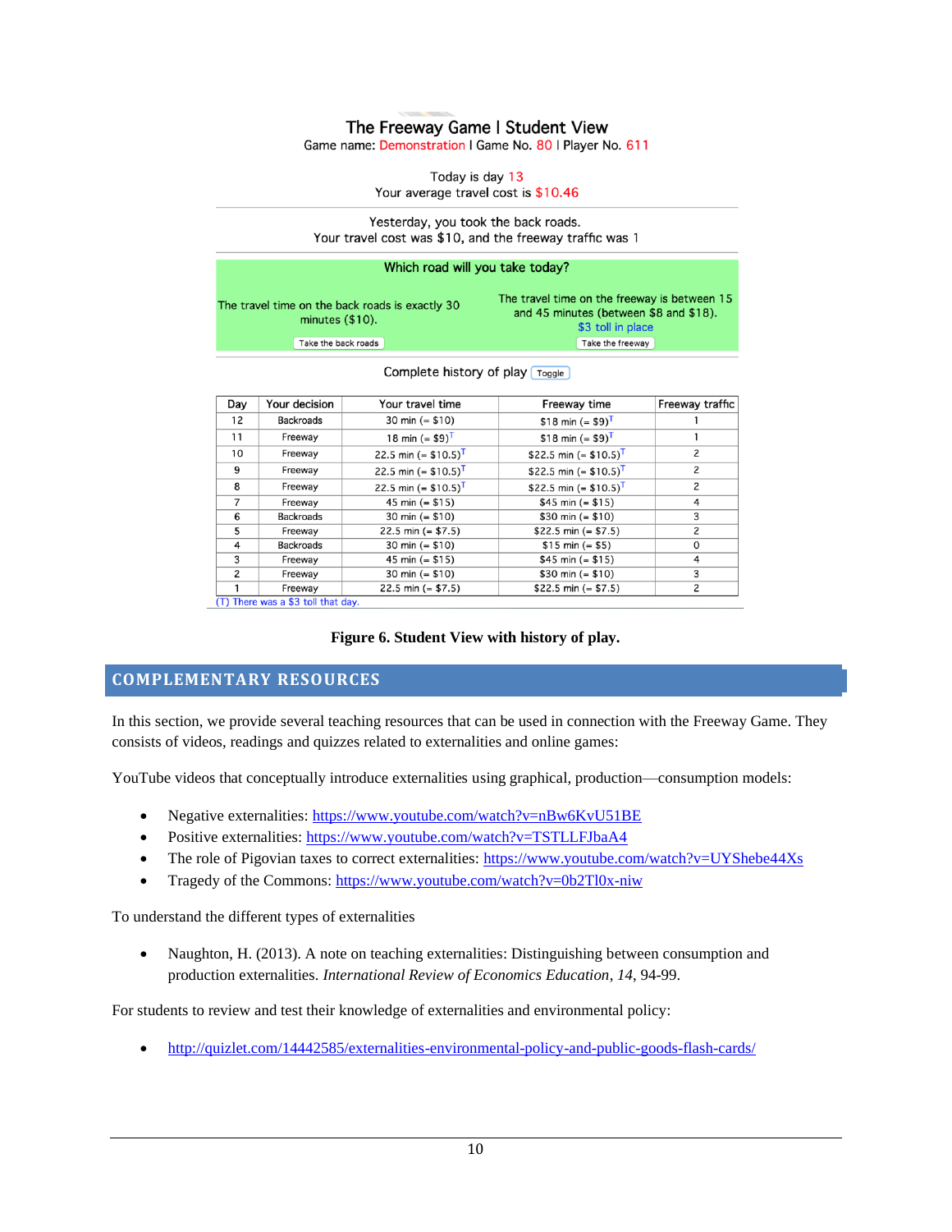The Freeway Game | Student View

Game name: Demonstration | Game No. 80 | Player No. 611

Today is day 13

Your average travel cost is $10.46

Yesterday, you took the back roads.

Your travel cost was $10, and the freeway traffic was 1

Which road will you take today?

The travel time on the back roads is exactly 30 minutes ($10).

Take the back roads

The travel time on the freeway is between 15 and 45 minutes (between $8 and $18).

$3 toll in place

Take the freeway

Complete history of play Toggle

| Day | Your decision | Your travel time | Freeway time | Freeway traffic |
|---|---|---|---|---|
| 12 | Backroads | 30 min (= $10) | $18 min (= $9)^T | 1 |
| 11 | Freeway | 18 min (= $9)^T | $18 min (= $9)^T | 1 |
| 10 | Freeway | 22.5 min (= $10.5)^T | $22.5 min (= $10.5)^T | 2 |
| 9 | Freeway | 22.5 min (= $10.5)^T | $22.5 min (= $10.5)^T | 2 |
| 8 | Freeway | 22.5 min (= $10.5)^T | $22.5 min (= $10.5)^T | 2 |
| 7 | Freeway | 45 min (= $15) | $45 min (= $15) | 4 |
| 6 | Backroads | 30 min (= $10) | $30 min (= $10) | 3 |
| 5 | Freeway | 22.5 min (= $7.5) | $22.5 min (= $7.5) | 2 |
| 4 | Backroads | 30 min (= $10) | $15 min (= $5) | 0 |
| 3 | Freeway | 45 min (= $15) | $45 min (= $15) | 4 |
| 2 | Freeway | 30 min (= $10) | $30 min (= $10) | 3 |
| 1 | Freeway | 22.5 min (= $7.5) | $22.5 min (= $7.5) | 2 |

(T) There was a $3 toll that day.

**Figure 6. Student View with history of play.**

## COMPLEMENTARY RESOURCES

In this section, we provide several teaching resources that can be used in connection with the Freeway Game. They consists of videos, readings and quizzes related to externalities and online games:

YouTube videos that conceptually introduce externalities using graphical, production—consumption models:

- Negative externalities: https://www.youtube.com/watch?v=nBw6KvU51BE
- Positive externalities: https://www.youtube.com/watch?v=TSTLLFJbaA4
- The role of Pigovian taxes to correct externalities: https://www.youtube.com/watch?v=UYShebe44Xs
- Tragedy of the Commons: https://www.youtube.com/watch?v=0b2Tl0x-niw

To understand the different types of externalities

- Naughton, H. (2013). A note on teaching externalities: Distinguishing between consumption and production externalities. *International Review of Economics Education*, *14*, 94-99.

For students to review and test their knowledge of externalities and environmental policy:

- http://quizlet.com/14442585/externalities-environmental-policy-and-public-goods-flash-cards/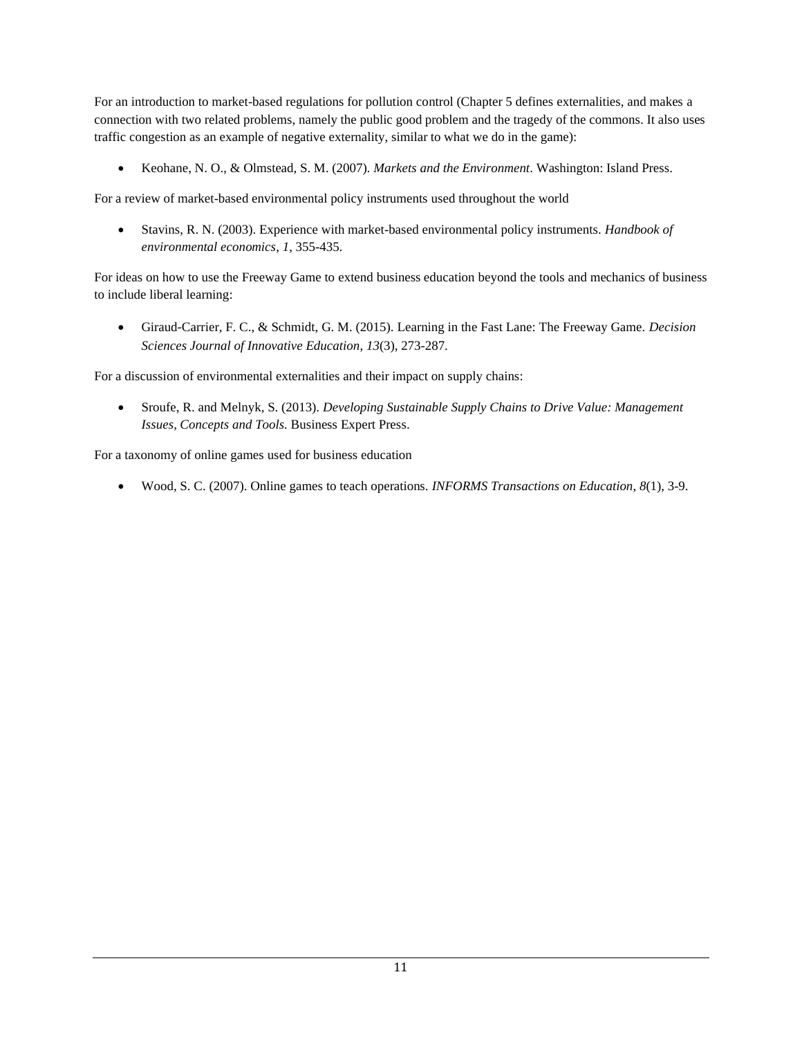For an introduction to market-based regulations for pollution control (Chapter 5 defines externalities, and makes a connection with two related problems, namely the public good problem and the tragedy of the commons. It also uses traffic congestion as an example of negative externality, similar to what we do in the game):

- Keohane, N. O., & Olmstead, S. M. (2007). *Markets and the Environment*. Washington: Island Press.

For a review of market-based environmental policy instruments used throughout the world

- Stavins, R. N. (2003). Experience with market-based environmental policy instruments. *Handbook of environmental economics*, *1*, 355-435.

For ideas on how to use the Freeway Game to extend business education beyond the tools and mechanics of business to include liberal learning:

- Giraud-Carrier, F. C., & Schmidt, G. M. (2015). Learning in the Fast Lane: The Freeway Game. *Decision Sciences Journal of Innovative Education*, *13*(3), 273-287.

For a discussion of environmental externalities and their impact on supply chains:

- Sroufe, R. and Melnyk, S. (2013). *Developing Sustainable Supply Chains to Drive Value: Management Issues, Concepts and Tools.* Business Expert Press.

For a taxonomy of online games used for business education

- Wood, S. C. (2007). Online games to teach operations. *INFORMS Transactions on Education*, *8*(1), 3-9.